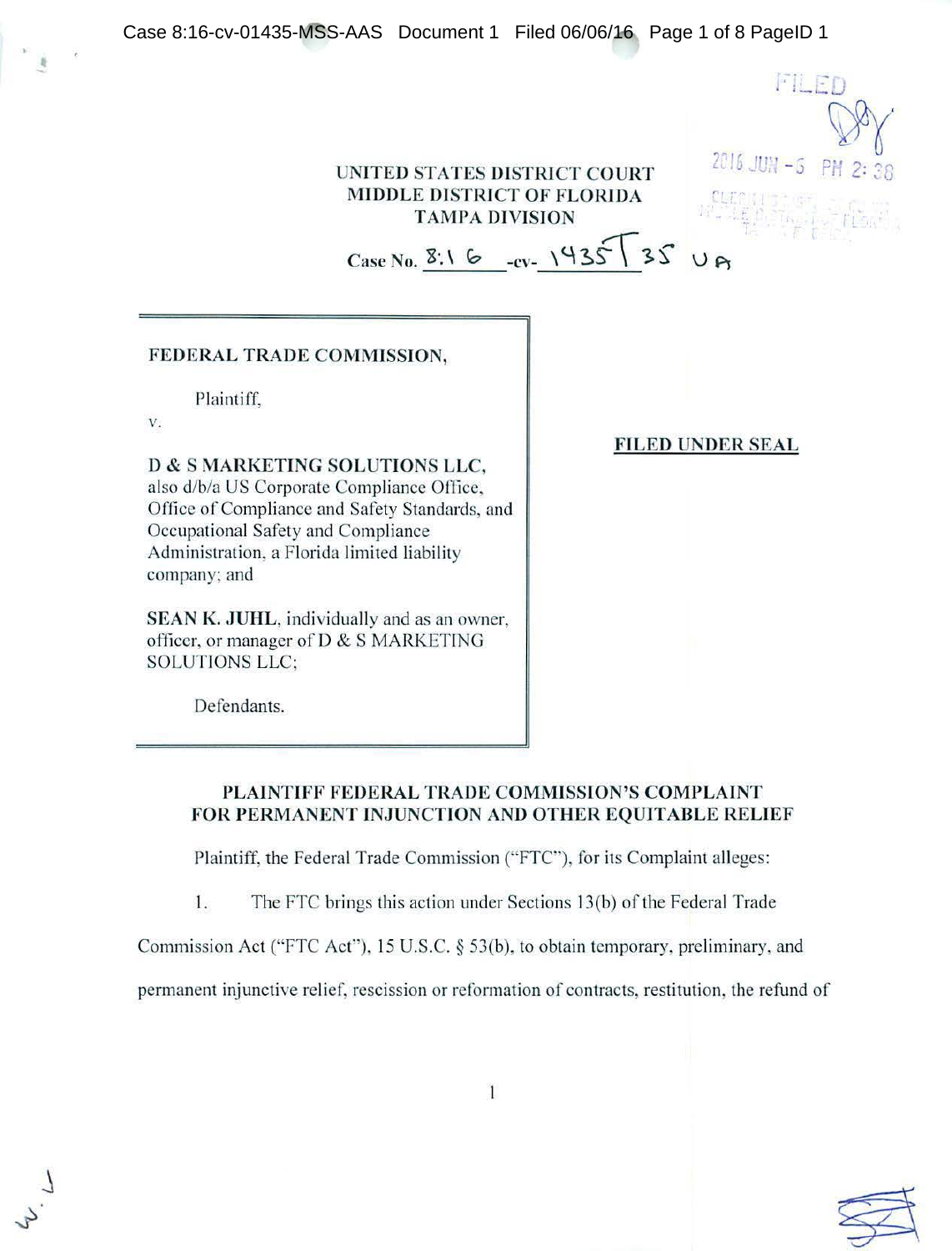UNITED STATES DISTRICT COURT
MIDDLE DISTRICT OF FLORIDA
TAMPA DIVISION

Case No. 8:16-cv-1435T35 UA

FEDERAL TRADE COMMISSION,

Plaintiff,

v.

**D & S MARKETING SOLUTIONS LLC,** also d/b/a US Corporate Compliance Office, Office of Compliance and Safety Standards, and Occupational Safety and Compliance Administration, a Florida limited liability company; and

**SEAN K. JUHL**, individually and as an owner, officer, or manager of D & S MARKETING SOLUTIONS LLC;

Defendants.

**FILED UNDER SEAL**

## PLAINTIFF FEDERAL TRADE COMMISSION'S COMPLAINT FOR PERMANENT INJUNCTION AND OTHER EQUITABLE RELIEF

Plaintiff, the Federal Trade Commission ("FTC"), for its Complaint alleges:

1. The FTC brings this action under Sections 13(b) of the Federal Trade Commission Act ("FTC Act"), 15 U.S.C. § 53(b), to obtain temporary, preliminary, and permanent injunctive relief, rescission or reformation of contracts, restitution, the refund of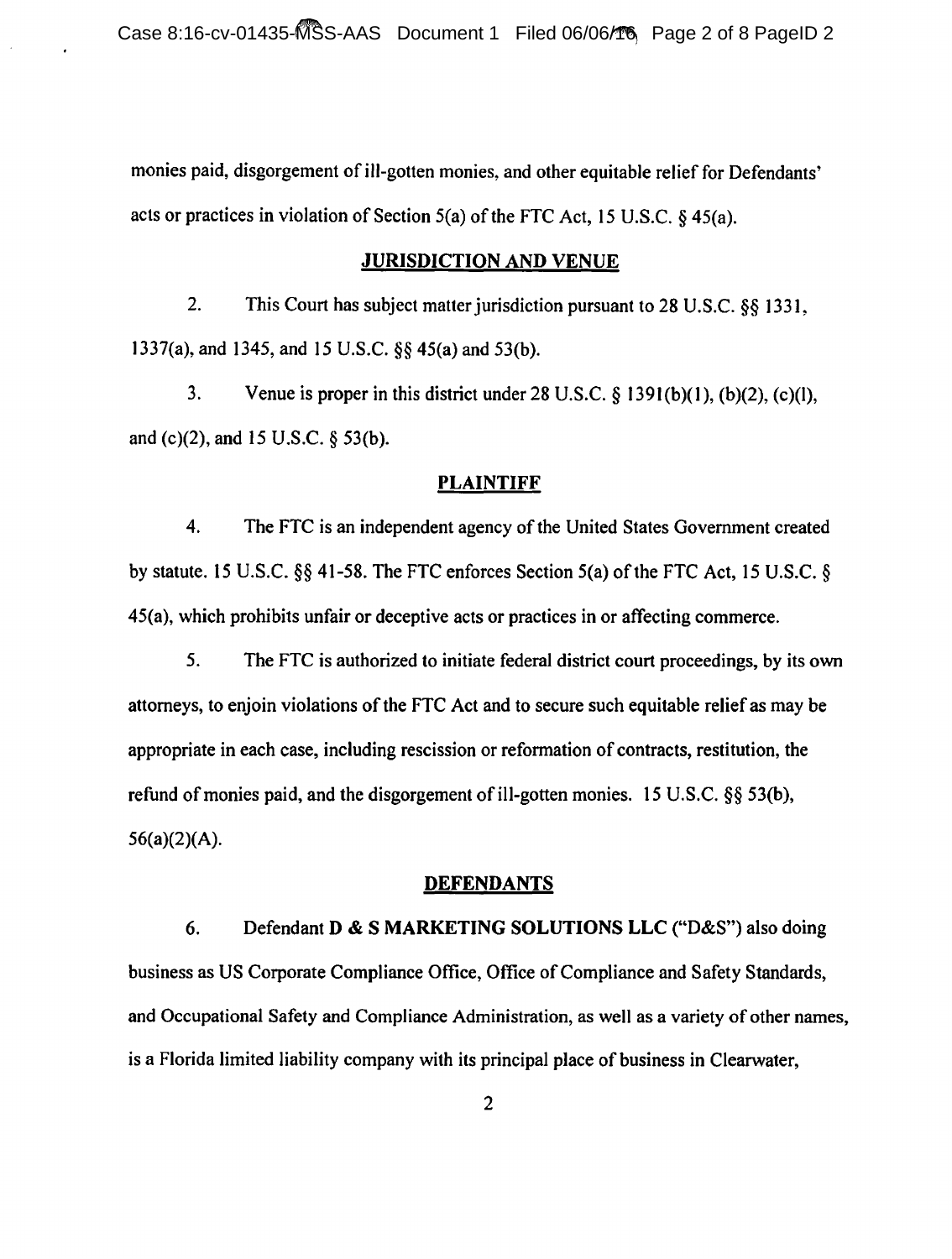monies paid, disgorgement of ill-gotten monies, and other equitable relief for Defendants' acts or practices in violation of Section 5(a) of the FTC Act, 15 U.S.C. § 45(a).

## JURISDICTION AND VENUE

2. This Court has subject matter jurisdiction pursuant to 28 U.S.C. §§ 1331, 1337(a), and 1345, and 15 U.S.C. §§ 45(a) and 53(b).

3. Venue is proper in this district under 28 U.S.C. § 1391(b)(1), (b)(2), (c)(l), and (c)(2), and 15 U.S.C. § 53(b).

## PLAINTIFF

4. The FTC is an independent agency of the United States Government created by statute. 15 U.S.C. §§ 41-58. The FTC enforces Section 5(a) of the FTC Act, 15 U.S.C. § 45(a), which prohibits unfair or deceptive acts or practices in or affecting commerce.

5. The FTC is authorized to initiate federal district court proceedings, by its own attorneys, to enjoin violations of the FTC Act and to secure such equitable relief as may be appropriate in each case, including rescission or reformation of contracts, restitution, the refund of monies paid, and the disgorgement of ill-gotten monies. 15 U.S.C. §§ 53(b), 56(a)(2)(A).

## DEFENDANTS

6. Defendant **D & S MARKETING SOLUTIONS LLC** ("D&S") also doing business as US Corporate Compliance Office, Office of Compliance and Safety Standards, and Occupational Safety and Compliance Administration, as well as a variety of other names, is a Florida limited liability company with its principal place of business in Clearwater,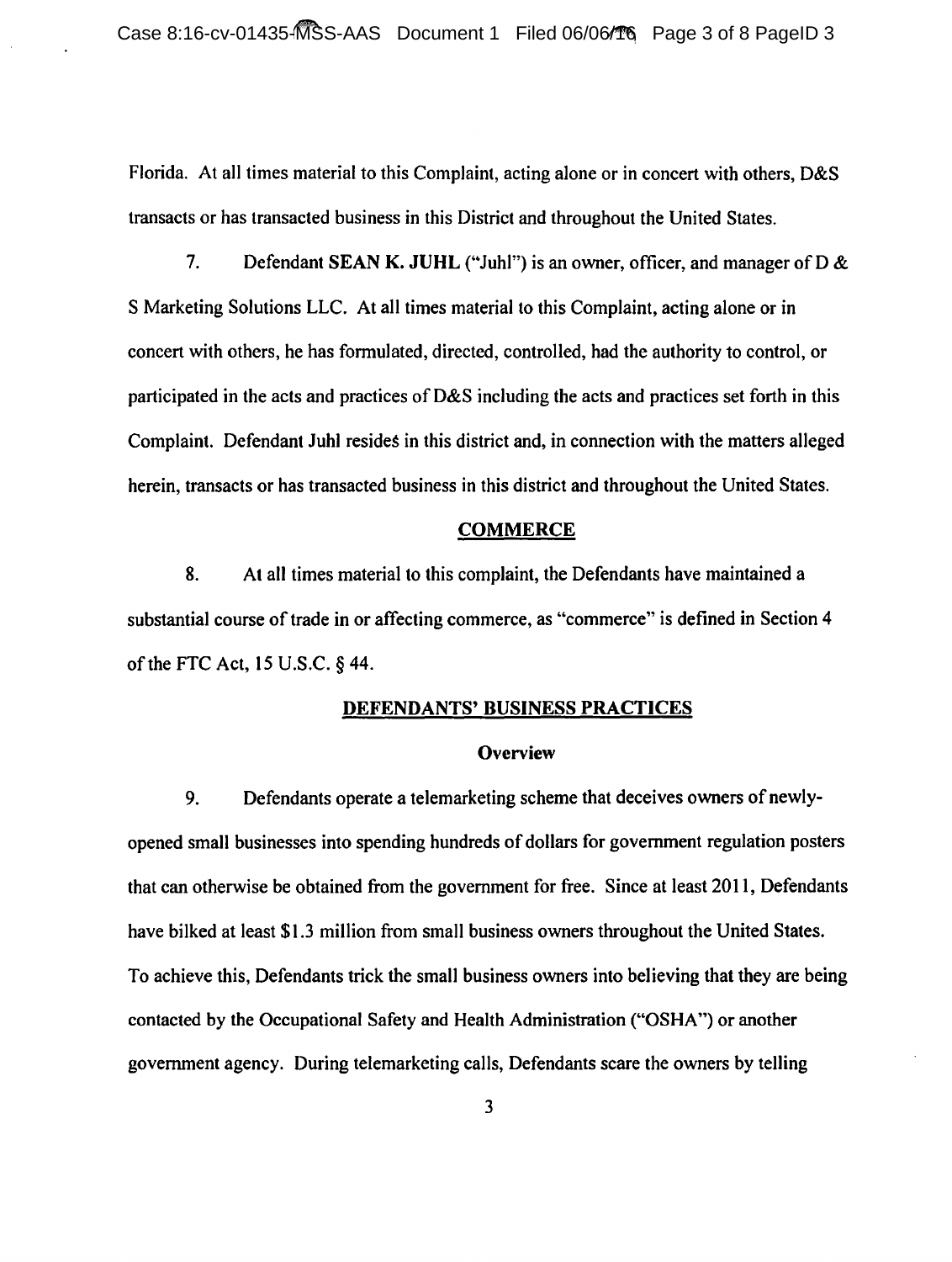Florida. At all times material to this Complaint, acting alone or in concert with others, D&S transacts or has transacted business in this District and throughout the United States.

7. Defendant **SEAN K. JUHL** ("Juhl") is an owner, officer, and manager of D & S Marketing Solutions LLC. At all times material to this Complaint, acting alone or in concert with others, he has formulated, directed, controlled, had the authority to control, or participated in the acts and practices of D&S including the acts and practices set forth in this Complaint. Defendant Juhl resides in this district and, in connection with the matters alleged herein, transacts or has transacted business in this district and throughout the United States.

## COMMERCE

8. At all times material to this complaint, the Defendants have maintained a substantial course of trade in or affecting commerce, as "commerce" is defined in Section 4 of the FTC Act, 15 U.S.C. § 44.

## DEFENDANTS' BUSINESS PRACTICES

### Overview

9. Defendants operate a telemarketing scheme that deceives owners of newly-opened small businesses into spending hundreds of dollars for government regulation posters that can otherwise be obtained from the government for free. Since at least 2011, Defendants have bilked at least $1.3 million from small business owners throughout the United States. To achieve this, Defendants trick the small business owners into believing that they are being contacted by the Occupational Safety and Health Administration ("OSHA") or another government agency. During telemarketing calls, Defendants scare the owners by telling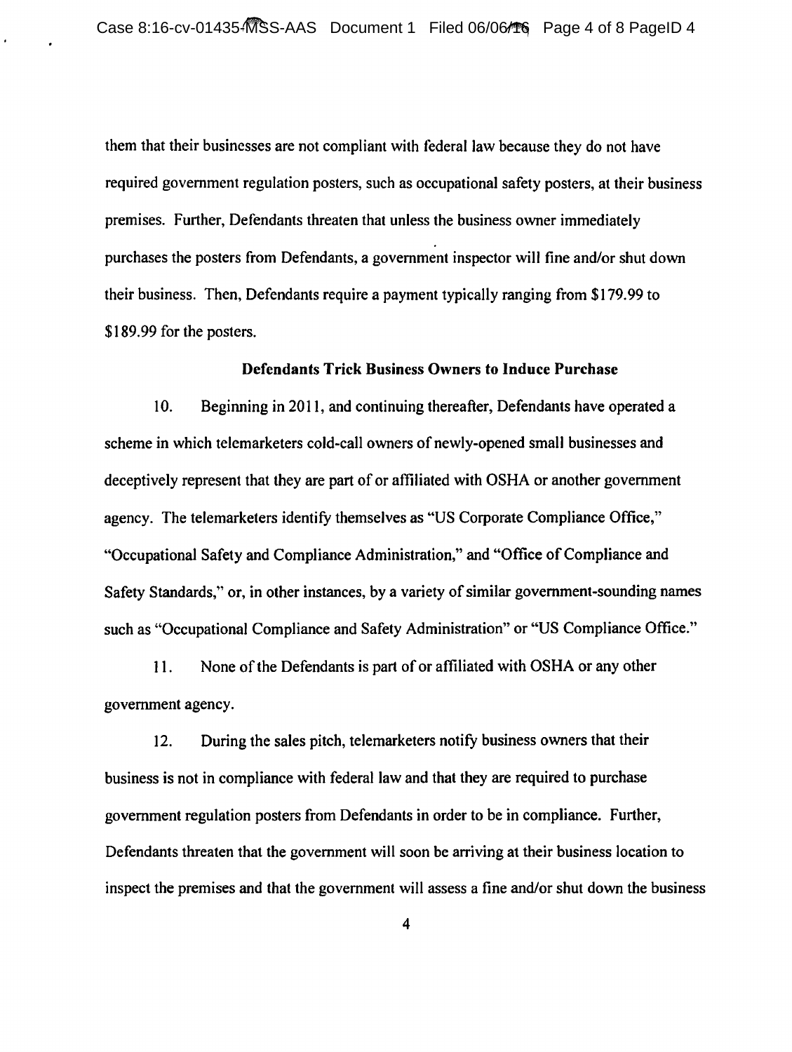them that their businesses are not compliant with federal law because they do not have required government regulation posters, such as occupational safety posters, at their business premises. Further, Defendants threaten that unless the business owner immediately purchases the posters from Defendants, a government inspector will fine and/or shut down their business. Then, Defendants require a payment typically ranging from $179.99 to $189.99 for the posters.

### Defendants Trick Business Owners to Induce Purchase

10. Beginning in 2011, and continuing thereafter, Defendants have operated a scheme in which telemarketers cold-call owners of newly-opened small businesses and deceptively represent that they are part of or affiliated with OSHA or another government agency. The telemarketers identify themselves as "US Corporate Compliance Office," "Occupational Safety and Compliance Administration," and "Office of Compliance and Safety Standards," or, in other instances, by a variety of similar government-sounding names such as "Occupational Compliance and Safety Administration" or "US Compliance Office."

11. None of the Defendants is part of or affiliated with OSHA or any other government agency.

12. During the sales pitch, telemarketers notify business owners that their business is not in compliance with federal law and that they are required to purchase government regulation posters from Defendants in order to be in compliance. Further, Defendants threaten that the government will soon be arriving at their business location to inspect the premises and that the government will assess a fine and/or shut down the business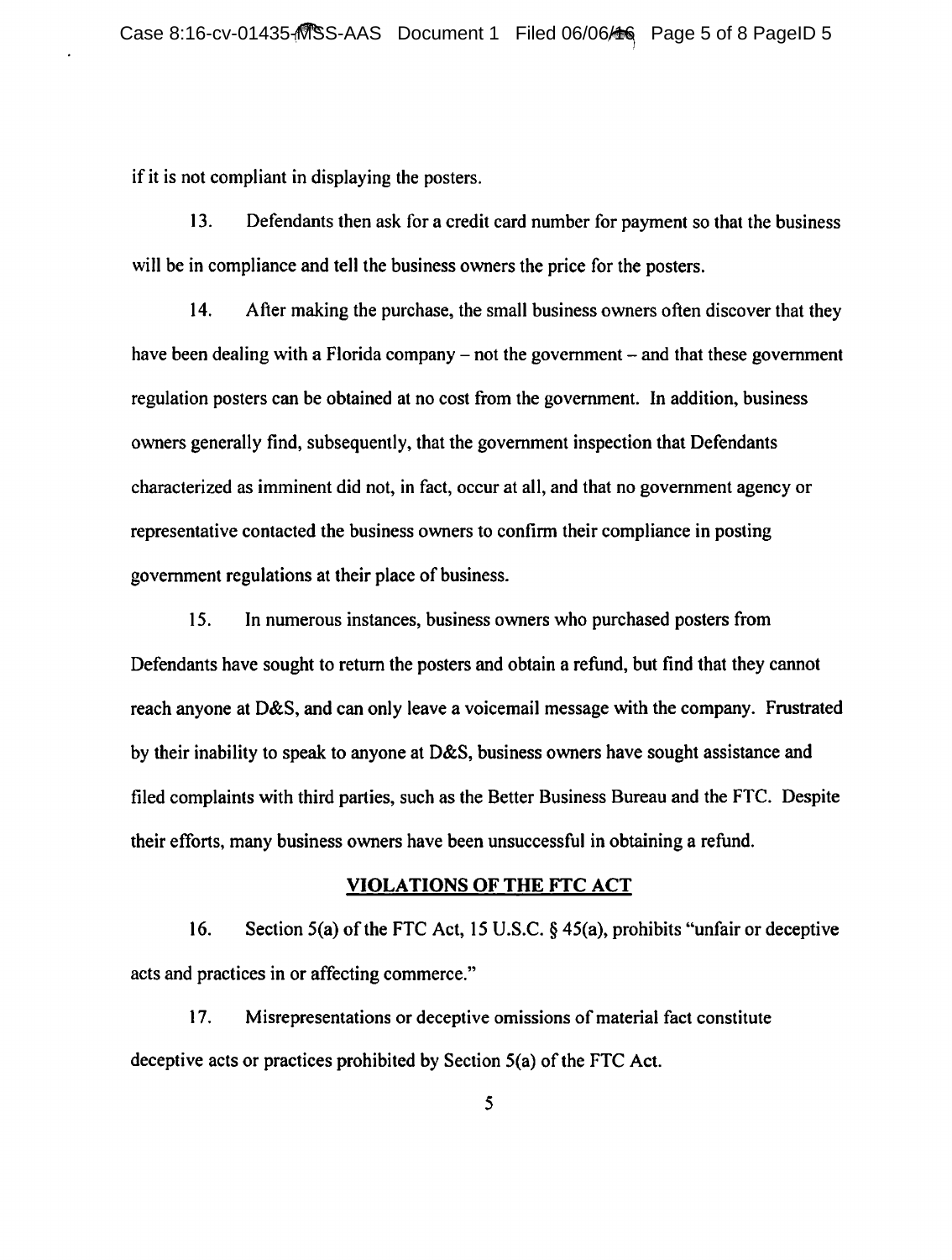if it is not compliant in displaying the posters.

13. Defendants then ask for a credit card number for payment so that the business will be in compliance and tell the business owners the price for the posters.

14. After making the purchase, the small business owners often discover that they have been dealing with a Florida company – not the government – and that these government regulation posters can be obtained at no cost from the government. In addition, business owners generally find, subsequently, that the government inspection that Defendants characterized as imminent did not, in fact, occur at all, and that no government agency or representative contacted the business owners to confirm their compliance in posting government regulations at their place of business.

15. In numerous instances, business owners who purchased posters from Defendants have sought to return the posters and obtain a refund, but find that they cannot reach anyone at D&S, and can only leave a voicemail message with the company. Frustrated by their inability to speak to anyone at D&S, business owners have sought assistance and filed complaints with third parties, such as the Better Business Bureau and the FTC. Despite their efforts, many business owners have been unsuccessful in obtaining a refund.

## VIOLATIONS OF THE FTC ACT

16. Section 5(a) of the FTC Act, 15 U.S.C. § 45(a), prohibits "unfair or deceptive acts and practices in or affecting commerce."

17. Misrepresentations or deceptive omissions of material fact constitute deceptive acts or practices prohibited by Section 5(a) of the FTC Act.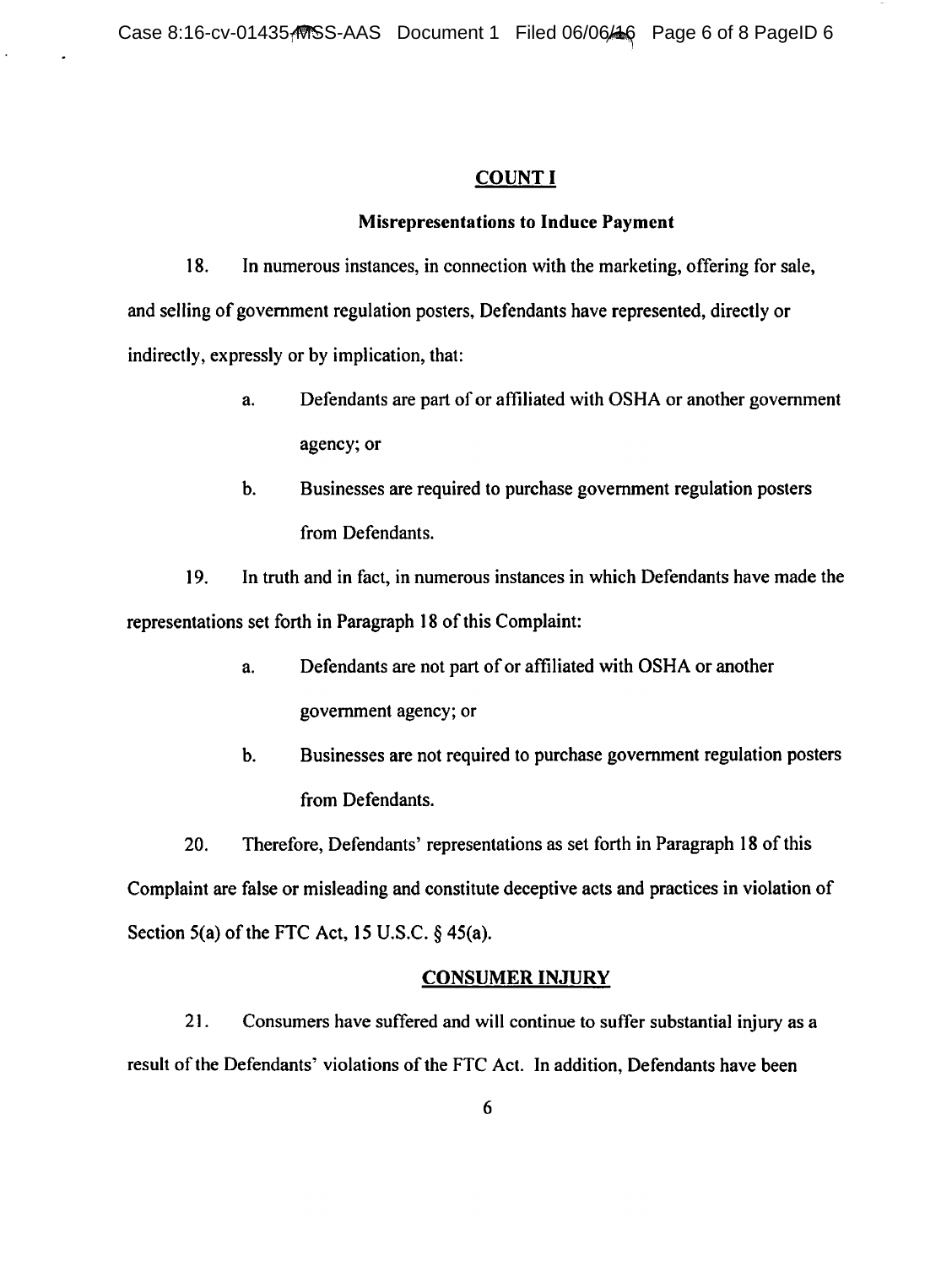## COUNT I

### Misrepresentations to Induce Payment

18. In numerous instances, in connection with the marketing, offering for sale, and selling of government regulation posters, Defendants have represented, directly or indirectly, expressly or by implication, that:

   a. Defendants are part of or affiliated with OSHA or another government agency; or

   b. Businesses are required to purchase government regulation posters from Defendants.

19. In truth and in fact, in numerous instances in which Defendants have made the representations set forth in Paragraph 18 of this Complaint:

   a. Defendants are not part of or affiliated with OSHA or another government agency; or

   b. Businesses are not required to purchase government regulation posters from Defendants.

20. Therefore, Defendants' representations as set forth in Paragraph 18 of this Complaint are false or misleading and constitute deceptive acts and practices in violation of Section 5(a) of the FTC Act, 15 U.S.C. § 45(a).

## CONSUMER INJURY

21. Consumers have suffered and will continue to suffer substantial injury as a result of the Defendants' violations of the FTC Act. In addition, Defendants have been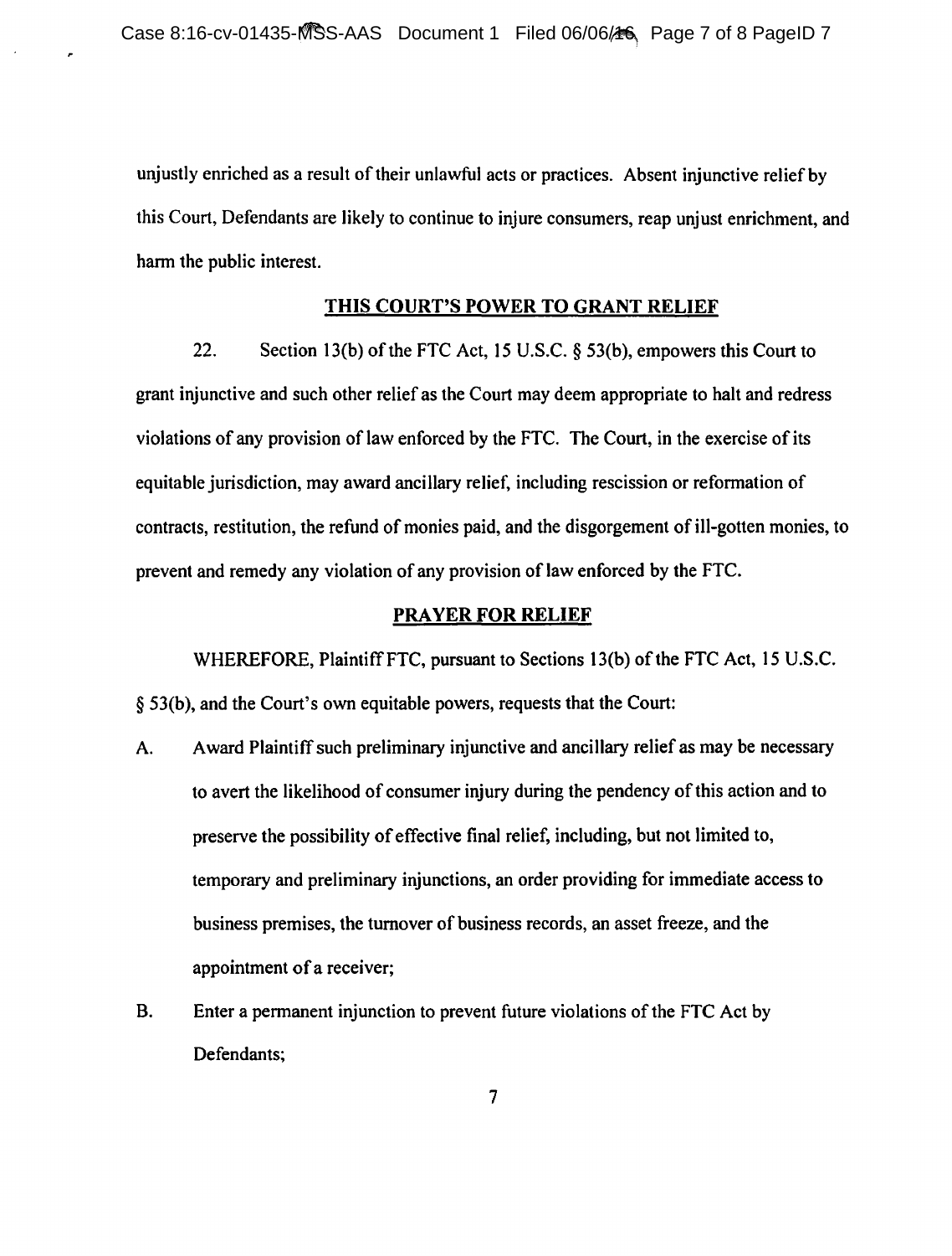unjustly enriched as a result of their unlawful acts or practices. Absent injunctive relief by this Court, Defendants are likely to continue to injure consumers, reap unjust enrichment, and harm the public interest.

## THIS COURT'S POWER TO GRANT RELIEF

22. Section 13(b) of the FTC Act, 15 U.S.C. § 53(b), empowers this Court to grant injunctive and such other relief as the Court may deem appropriate to halt and redress violations of any provision of law enforced by the FTC. The Court, in the exercise of its equitable jurisdiction, may award ancillary relief, including rescission or reformation of contracts, restitution, the refund of monies paid, and the disgorgement of ill-gotten monies, to prevent and remedy any violation of any provision of law enforced by the FTC.

## PRAYER FOR RELIEF

WHEREFORE, Plaintiff FTC, pursuant to Sections 13(b) of the FTC Act, 15 U.S.C. § 53(b), and the Court's own equitable powers, requests that the Court:

A. Award Plaintiff such preliminary injunctive and ancillary relief as may be necessary to avert the likelihood of consumer injury during the pendency of this action and to preserve the possibility of effective final relief, including, but not limited to, temporary and preliminary injunctions, an order providing for immediate access to business premises, the turnover of business records, an asset freeze, and the appointment of a receiver;

B. Enter a permanent injunction to prevent future violations of the FTC Act by Defendants;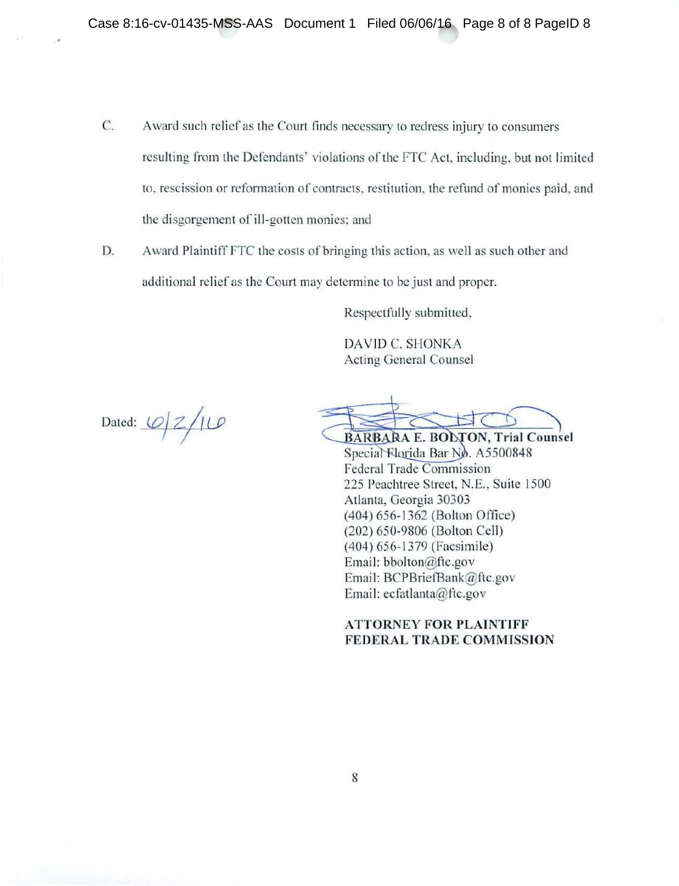C. Award such relief as the Court finds necessary to redress injury to consumers resulting from the Defendants' violations of the FTC Act, including, but not limited to, rescission or reformation of contracts, restitution, the refund of monies paid, and the disgorgement of ill-gotten monies; and

D. Award Plaintiff FTC the costs of bringing this action, as well as such other and additional relief as the Court may determine to be just and proper.

Respectfully submitted,

DAVID C. SHONKA
Acting General Counsel

Dated: 6/2/16

**BARBARA E. BOLTON, Trial Counsel**
Special Florida Bar No. A5500848
Federal Trade Commission
225 Peachtree Street, N.E., Suite 1500
Atlanta, Georgia 30303
(404) 656-1362 (Bolton Office)
(202) 650-9806 (Bolton Cell)
(404) 656-1379 (Facsimile)
Email: bbolton@ftc.gov
Email: BCPBriefBank@ftc.gov
Email: ecfatlanta@ftc.gov

**ATTORNEY FOR PLAINTIFF FEDERAL TRADE COMMISSION**